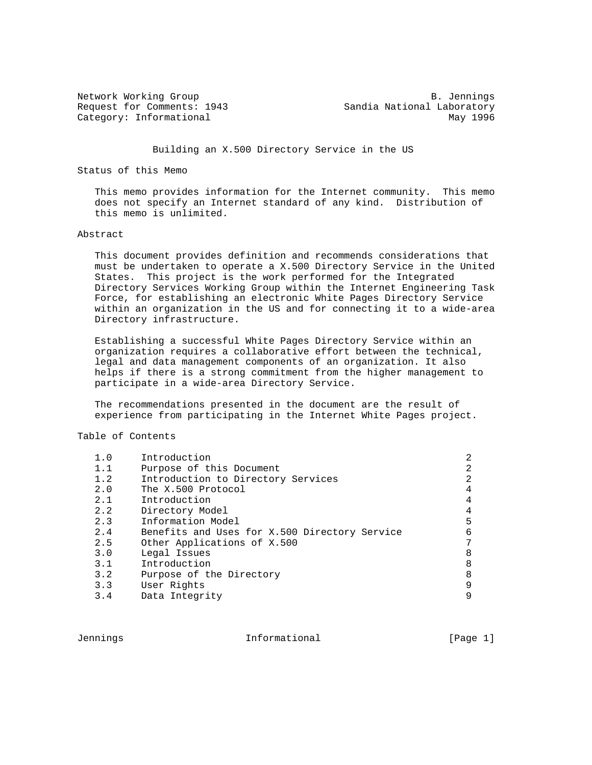Network Working Group B. Jennings
Request for Comments: 1943 Sandia National Laboratory
Category: Informational May 1996

# Building an X.500 Directory Service in the US

## Status of this Memo

This memo provides information for the Internet community. This memo does not specify an Internet standard of any kind. Distribution of this memo is unlimited.

## Abstract

This document provides definition and recommends considerations that must be undertaken to operate a X.500 Directory Service in the United States. This project is the work performed for the Integrated Directory Services Working Group within the Internet Engineering Task Force, for establishing an electronic White Pages Directory Service within an organization in the US and for connecting it to a wide-area Directory infrastructure.

Establishing a successful White Pages Directory Service within an organization requires a collaborative effort between the technical, legal and data management components of an organization. It also helps if there is a strong commitment from the higher management to participate in a wide-area Directory Service.

The recommendations presented in the document are the result of experience from participating in the Internet White Pages project.

## Table of Contents

| | | |
|---|---|---|
| 1.0 | Introduction | 2 |
| 1.1 | Purpose of this Document | 2 |
| 1.2 | Introduction to Directory Services | 2 |
| 2.0 | The X.500 Protocol | 4 |
| 2.1 | Introduction | 4 |
| 2.2 | Directory Model | 4 |
| 2.3 | Information Model | 5 |
| 2.4 | Benefits and Uses for X.500 Directory Service | 6 |
| 2.5 | Other Applications of X.500 | 7 |
| 3.0 | Legal Issues | 8 |
| 3.1 | Introduction | 8 |
| 3.2 | Purpose of the Directory | 8 |
| 3.3 | User Rights | 9 |
| 3.4 | Data Integrity | 9 |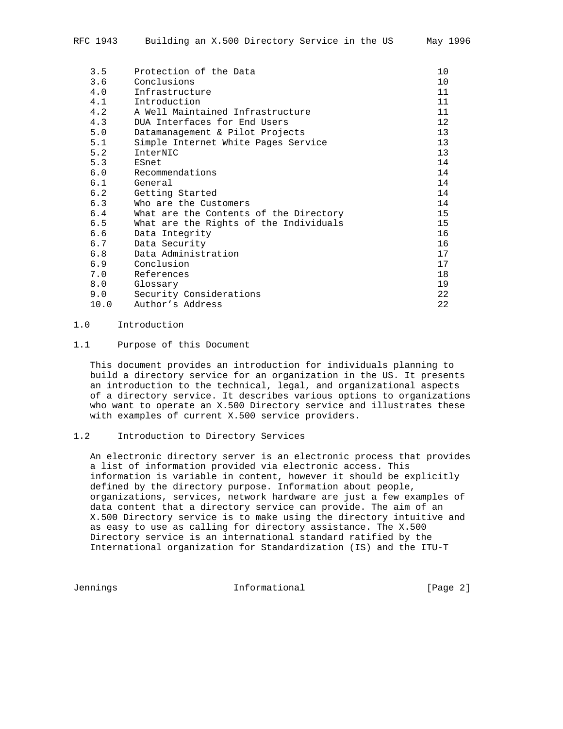| | | |
|---|---|---|
| 3.5 | Protection of the Data | 10 |
| 3.6 | Conclusions | 10 |
| 4.0 | Infrastructure | 11 |
| 4.1 | Introduction | 11 |
| 4.2 | A Well Maintained Infrastructure | 11 |
| 4.3 | DUA Interfaces for End Users | 12 |
| 5.0 | Datamanagement & Pilot Projects | 13 |
| 5.1 | Simple Internet White Pages Service | 13 |
| 5.2 | InterNIC | 13 |
| 5.3 | ESnet | 14 |
| 6.0 | Recommendations | 14 |
| 6.1 | General | 14 |
| 6.2 | Getting Started | 14 |
| 6.3 | Who are the Customers | 14 |
| 6.4 | What are the Contents of the Directory | 15 |
| 6.5 | What are the Rights of the Individuals | 15 |
| 6.6 | Data Integrity | 16 |
| 6.7 | Data Security | 16 |
| 6.8 | Data Administration | 17 |
| 6.9 | Conclusion | 17 |
| 7.0 | References | 18 |
| 8.0 | Glossary | 19 |
| 9.0 | Security Considerations | 22 |
| 10.0 | Author's Address | 22 |

## 1.0 Introduction

### 1.1 Purpose of this Document

This document provides an introduction for individuals planning to build a directory service for an organization in the US. It presents an introduction to the technical, legal, and organizational aspects of a directory service. It describes various options to organizations who want to operate an X.500 Directory service and illustrates these with examples of current X.500 service providers.

### 1.2 Introduction to Directory Services

An electronic directory server is an electronic process that provides a list of information provided via electronic access. This information is variable in content, however it should be explicitly defined by the directory purpose. Information about people, organizations, services, network hardware are just a few examples of data content that a directory service can provide. The aim of an X.500 Directory service is to make using the directory intuitive and as easy to use as calling for directory assistance. The X.500 Directory service is an international standard ratified by the International organization for Standardization (IS) and the ITU-T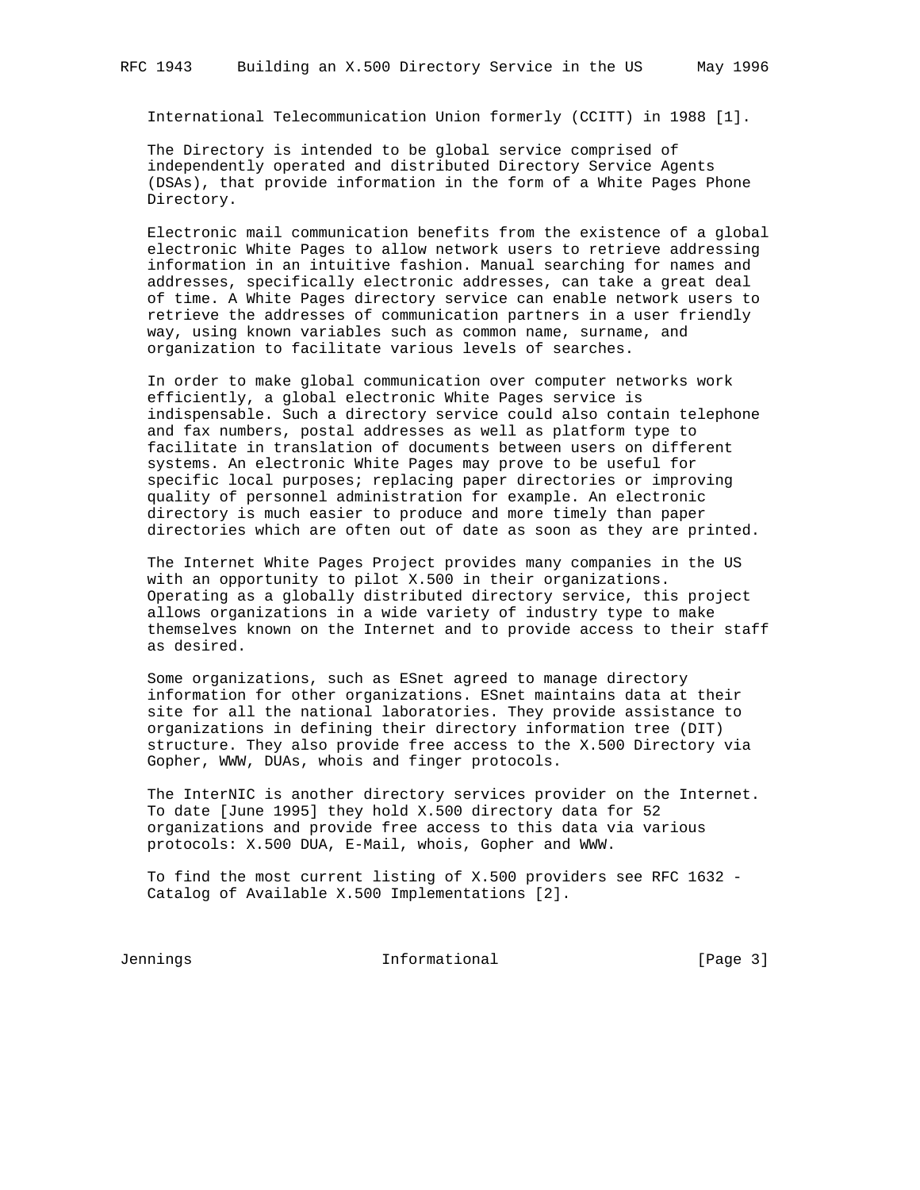International Telecommunication Union formerly (CCITT) in 1988 [1].

The Directory is intended to be global service comprised of independently operated and distributed Directory Service Agents (DSAs), that provide information in the form of a White Pages Phone Directory.

Electronic mail communication benefits from the existence of a global electronic White Pages to allow network users to retrieve addressing information in an intuitive fashion. Manual searching for names and addresses, specifically electronic addresses, can take a great deal of time. A White Pages directory service can enable network users to retrieve the addresses of communication partners in a user friendly way, using known variables such as common name, surname, and organization to facilitate various levels of searches.

In order to make global communication over computer networks work efficiently, a global electronic White Pages service is indispensable. Such a directory service could also contain telephone and fax numbers, postal addresses as well as platform type to facilitate in translation of documents between users on different systems. An electronic White Pages may prove to be useful for specific local purposes; replacing paper directories or improving quality of personnel administration for example. An electronic directory is much easier to produce and more timely than paper directories which are often out of date as soon as they are printed.

The Internet White Pages Project provides many companies in the US with an opportunity to pilot X.500 in their organizations. Operating as a globally distributed directory service, this project allows organizations in a wide variety of industry type to make themselves known on the Internet and to provide access to their staff as desired.

Some organizations, such as ESnet agreed to manage directory information for other organizations. ESnet maintains data at their site for all the national laboratories. They provide assistance to organizations in defining their directory information tree (DIT) structure. They also provide free access to the X.500 Directory via Gopher, WWW, DUAs, whois and finger protocols.

The InterNIC is another directory services provider on the Internet. To date [June 1995] they hold X.500 directory data for 52 organizations and provide free access to this data via various protocols: X.500 DUA, E-Mail, whois, Gopher and WWW.

To find the most current listing of X.500 providers see RFC 1632 - Catalog of Available X.500 Implementations [2].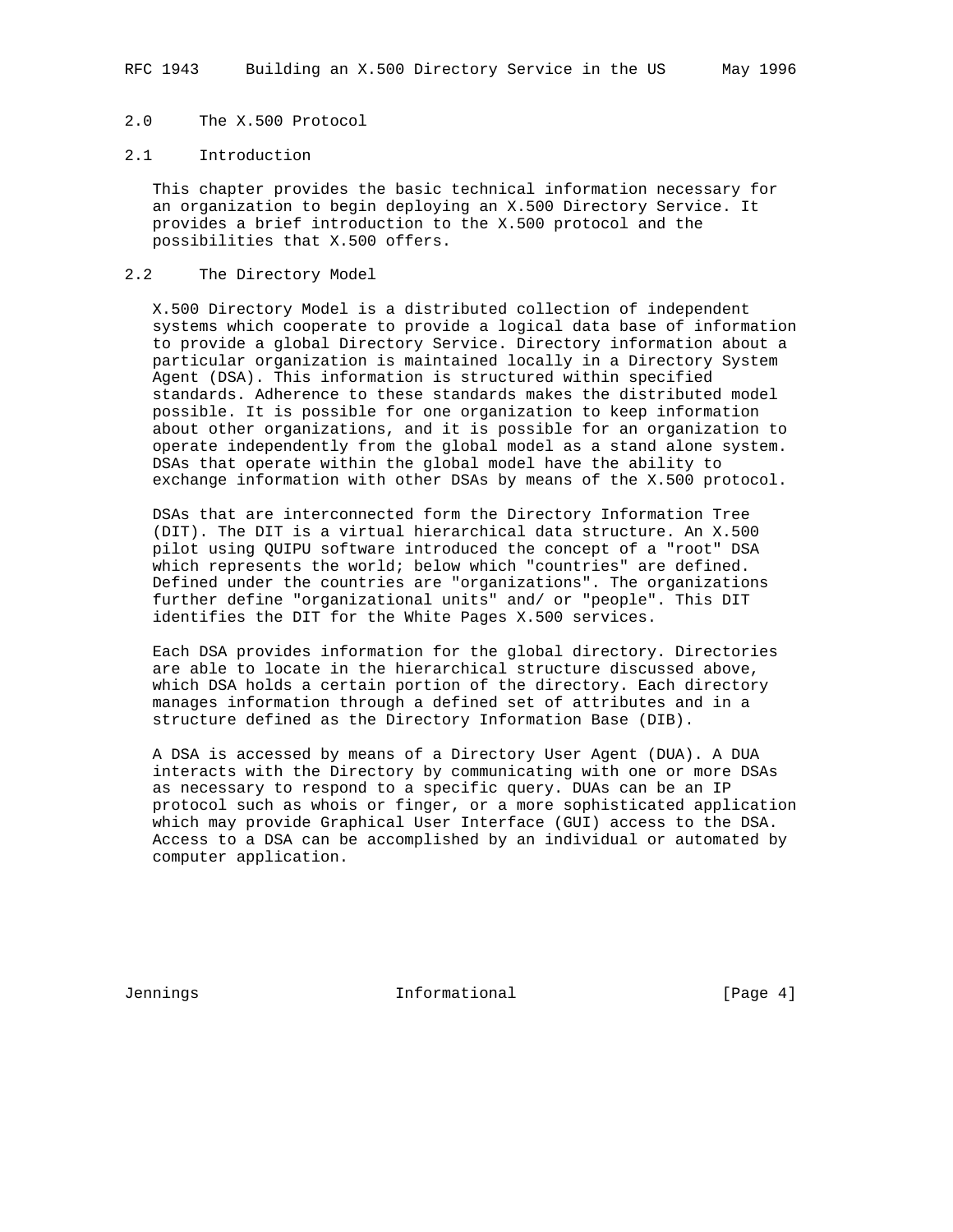## 2.0 The X.500 Protocol

### 2.1 Introduction

This chapter provides the basic technical information necessary for an organization to begin deploying an X.500 Directory Service. It provides a brief introduction to the X.500 protocol and the possibilities that X.500 offers.

### 2.2 The Directory Model

X.500 Directory Model is a distributed collection of independent systems which cooperate to provide a logical data base of information to provide a global Directory Service. Directory information about a particular organization is maintained locally in a Directory System Agent (DSA). This information is structured within specified standards. Adherence to these standards makes the distributed model possible. It is possible for one organization to keep information about other organizations, and it is possible for an organization to operate independently from the global model as a stand alone system. DSAs that operate within the global model have the ability to exchange information with other DSAs by means of the X.500 protocol.

DSAs that are interconnected form the Directory Information Tree (DIT). The DIT is a virtual hierarchical data structure. An X.500 pilot using QUIPU software introduced the concept of a "root" DSA which represents the world; below which "countries" are defined. Defined under the countries are "organizations". The organizations further define "organizational units" and/ or "people". This DIT identifies the DIT for the White Pages X.500 services.

Each DSA provides information for the global directory. Directories are able to locate in the hierarchical structure discussed above, which DSA holds a certain portion of the directory. Each directory manages information through a defined set of attributes and in a structure defined as the Directory Information Base (DIB).

A DSA is accessed by means of a Directory User Agent (DUA). A DUA interacts with the Directory by communicating with one or more DSAs as necessary to respond to a specific query. DUAs can be an IP protocol such as whois or finger, or a more sophisticated application which may provide Graphical User Interface (GUI) access to the DSA. Access to a DSA can be accomplished by an individual or automated by computer application.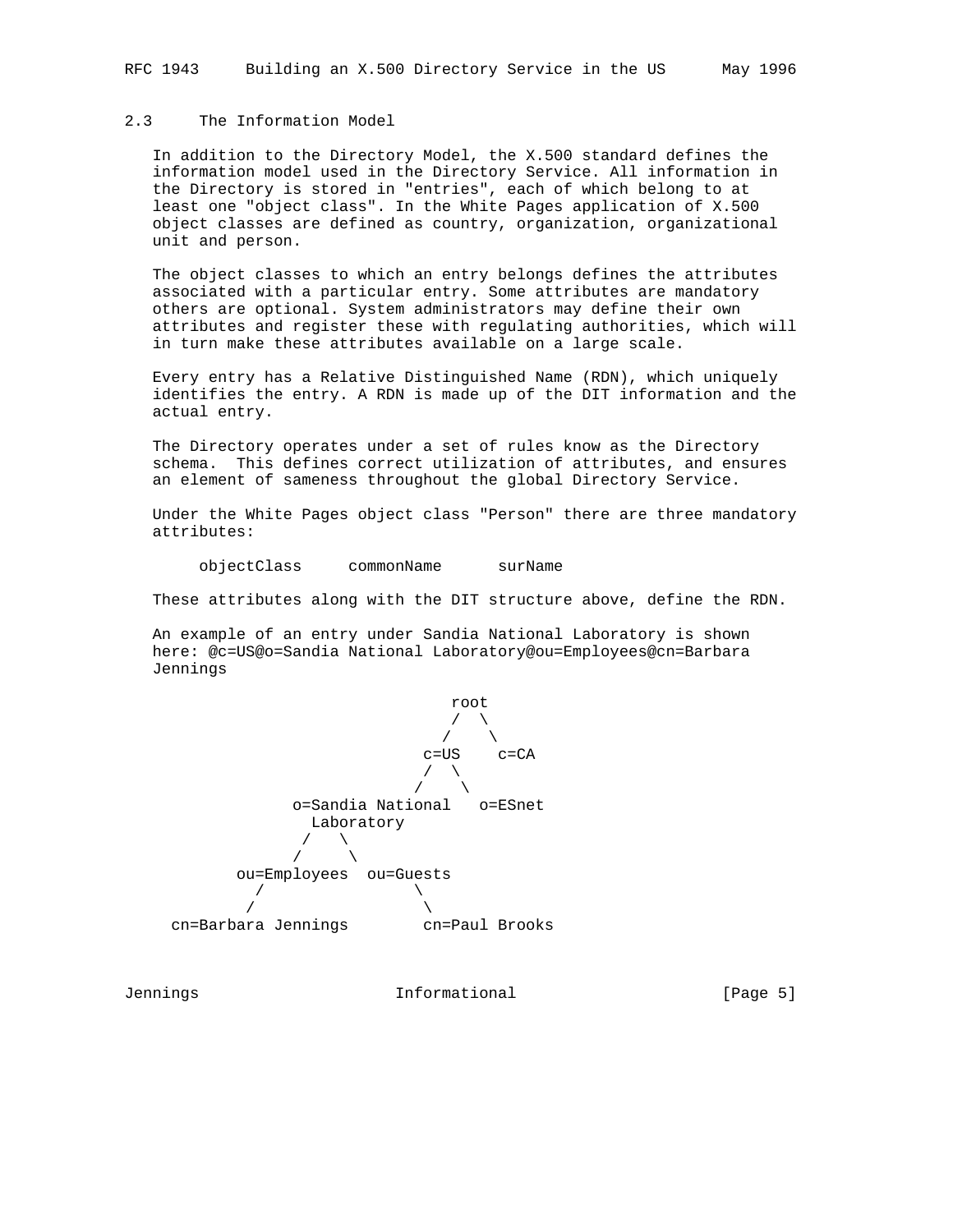## 2.3 The Information Model

In addition to the Directory Model, the X.500 standard defines the information model used in the Directory Service. All information in the Directory is stored in "entries", each of which belong to at least one "object class". In the White Pages application of X.500 object classes are defined as country, organization, organizational unit and person.

The object classes to which an entry belongs defines the attributes associated with a particular entry. Some attributes are mandatory others are optional. System administrators may define their own attributes and register these with regulating authorities, which will in turn make these attributes available on a large scale.

Every entry has a Relative Distinguished Name (RDN), which uniquely identifies the entry. A RDN is made up of the DIT information and the actual entry.

The Directory operates under a set of rules know as the Directory schema. This defines correct utilization of attributes, and ensures an element of sameness throughout the global Directory Service.

Under the White Pages object class "Person" there are three mandatory attributes:

```
objectClass     commonName      surName
```

These attributes along with the DIT structure above, define the RDN.

An example of an entry under Sandia National Laboratory is shown here: @c=US@o=Sandia National Laboratory@ou=Employees@cn=Barbara Jennings

```
                              root
                              /  \
                             /    \
                          c=US    c=CA
                          /  \
                         /    \
            o=Sandia National   o=ESnet
              Laboratory
               /   \
              /     \
       ou=Employees  ou=Guests
         /                \
        /                  \
 cn=Barbara Jennings        cn=Paul Brooks
```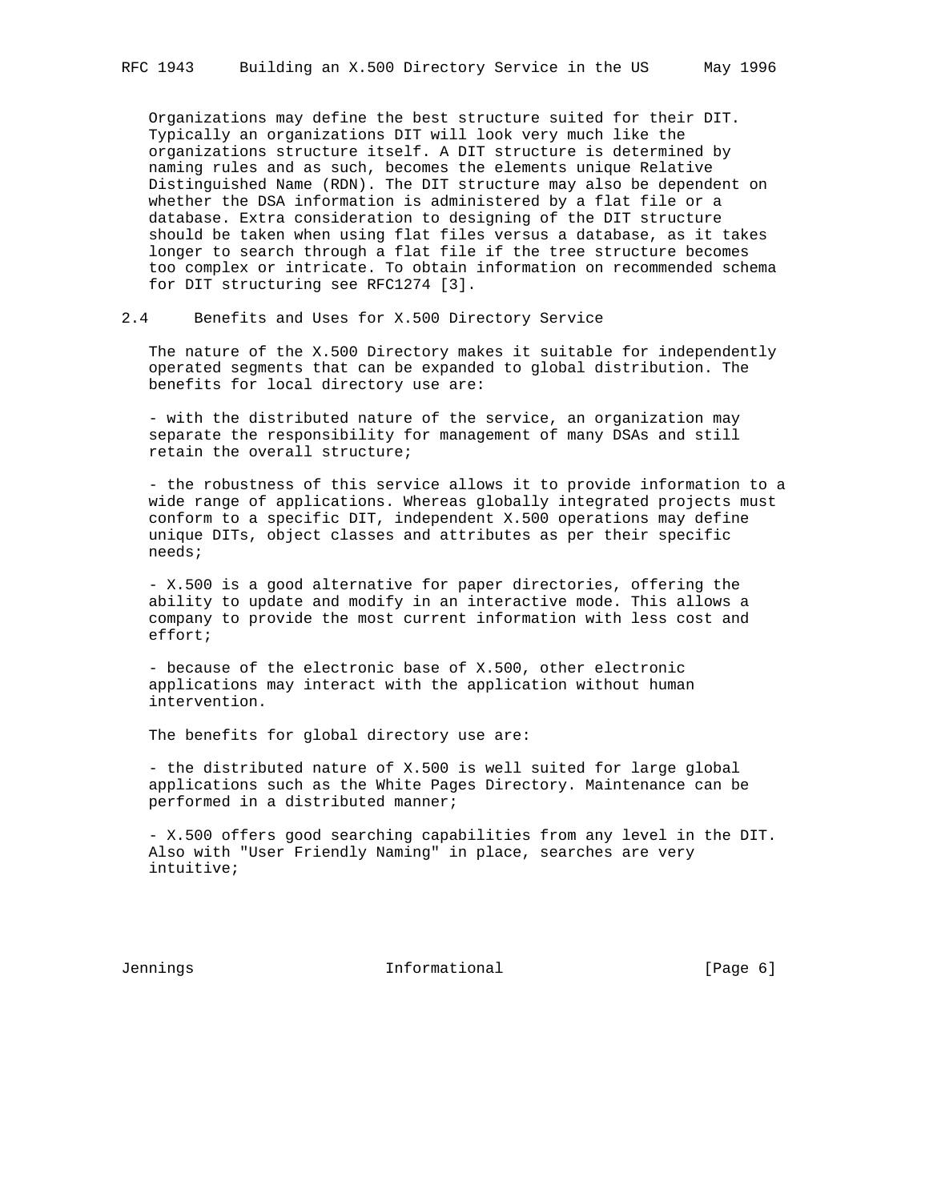Organizations may define the best structure suited for their DIT. Typically an organizations DIT will look very much like the organizations structure itself. A DIT structure is determined by naming rules and as such, becomes the elements unique Relative Distinguished Name (RDN). The DIT structure may also be dependent on whether the DSA information is administered by a flat file or a database. Extra consideration to designing of the DIT structure should be taken when using flat files versus a database, as it takes longer to search through a flat file if the tree structure becomes too complex or intricate. To obtain information on recommended schema for DIT structuring see RFC1274 [3].

## 2.4 Benefits and Uses for X.500 Directory Service

The nature of the X.500 Directory makes it suitable for independently operated segments that can be expanded to global distribution. The benefits for local directory use are:

- with the distributed nature of the service, an organization may separate the responsibility for management of many DSAs and still retain the overall structure;

- the robustness of this service allows it to provide information to a wide range of applications. Whereas globally integrated projects must conform to a specific DIT, independent X.500 operations may define unique DITs, object classes and attributes as per their specific needs;

- X.500 is a good alternative for paper directories, offering the ability to update and modify in an interactive mode. This allows a company to provide the most current information with less cost and effort;

- because of the electronic base of X.500, other electronic applications may interact with the application without human intervention.

The benefits for global directory use are:

- the distributed nature of X.500 is well suited for large global applications such as the White Pages Directory. Maintenance can be performed in a distributed manner;

- X.500 offers good searching capabilities from any level in the DIT. Also with "User Friendly Naming" in place, searches are very intuitive;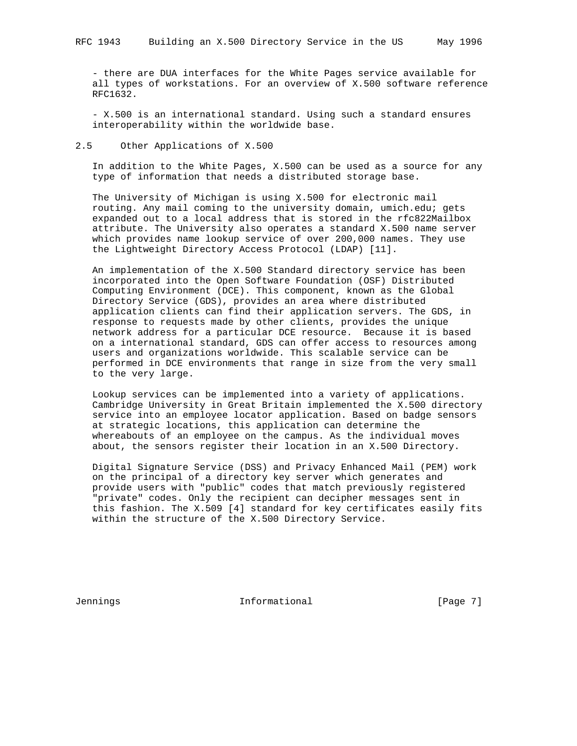- there are DUA interfaces for the White Pages service available for all types of workstations. For an overview of X.500 software reference RFC1632.

- X.500 is an international standard. Using such a standard ensures interoperability within the worldwide base.

## 2.5 Other Applications of X.500

In addition to the White Pages, X.500 can be used as a source for any type of information that needs a distributed storage base.

The University of Michigan is using X.500 for electronic mail routing. Any mail coming to the university domain, umich.edu; gets expanded out to a local address that is stored in the rfc822Mailbox attribute. The University also operates a standard X.500 name server which provides name lookup service of over 200,000 names. They use the Lightweight Directory Access Protocol (LDAP) [11].

An implementation of the X.500 Standard directory service has been incorporated into the Open Software Foundation (OSF) Distributed Computing Environment (DCE). This component, known as the Global Directory Service (GDS), provides an area where distributed application clients can find their application servers. The GDS, in response to requests made by other clients, provides the unique network address for a particular DCE resource. Because it is based on a international standard, GDS can offer access to resources among users and organizations worldwide. This scalable service can be performed in DCE environments that range in size from the very small to the very large.

Lookup services can be implemented into a variety of applications. Cambridge University in Great Britain implemented the X.500 directory service into an employee locator application. Based on badge sensors at strategic locations, this application can determine the whereabouts of an employee on the campus. As the individual moves about, the sensors register their location in an X.500 Directory.

Digital Signature Service (DSS) and Privacy Enhanced Mail (PEM) work on the principal of a directory key server which generates and provide users with "public" codes that match previously registered "private" codes. Only the recipient can decipher messages sent in this fashion. The X.509 [4] standard for key certificates easily fits within the structure of the X.500 Directory Service.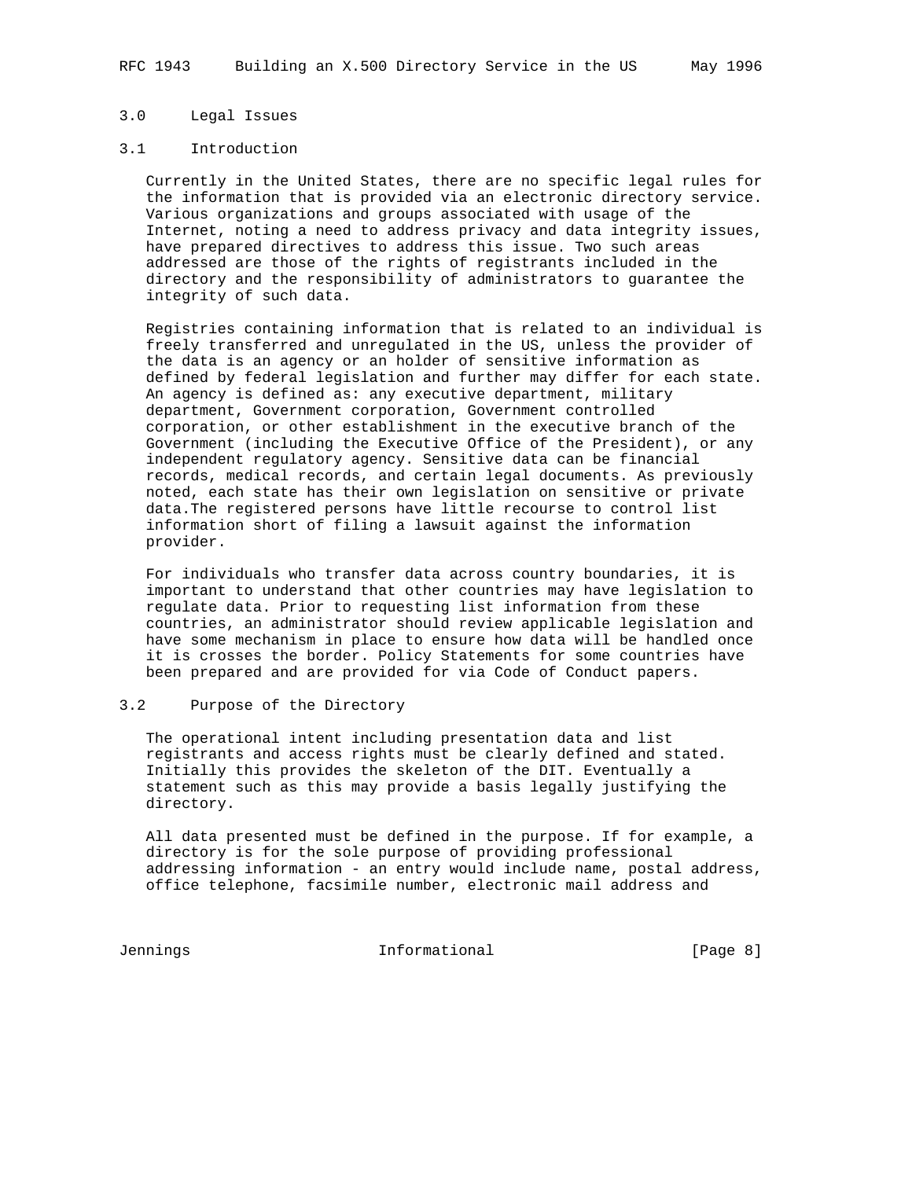## 3.0 Legal Issues

### 3.1 Introduction

Currently in the United States, there are no specific legal rules for the information that is provided via an electronic directory service. Various organizations and groups associated with usage of the Internet, noting a need to address privacy and data integrity issues, have prepared directives to address this issue. Two such areas addressed are those of the rights of registrants included in the directory and the responsibility of administrators to guarantee the integrity of such data.

Registries containing information that is related to an individual is freely transferred and unregulated in the US, unless the provider of the data is an agency or an holder of sensitive information as defined by federal legislation and further may differ for each state. An agency is defined as: any executive department, military department, Government corporation, Government controlled corporation, or other establishment in the executive branch of the Government (including the Executive Office of the President), or any independent regulatory agency. Sensitive data can be financial records, medical records, and certain legal documents. As previously noted, each state has their own legislation on sensitive or private data.The registered persons have little recourse to control list information short of filing a lawsuit against the information provider.

For individuals who transfer data across country boundaries, it is important to understand that other countries may have legislation to regulate data. Prior to requesting list information from these countries, an administrator should review applicable legislation and have some mechanism in place to ensure how data will be handled once it is crosses the border. Policy Statements for some countries have been prepared and are provided for via Code of Conduct papers.

### 3.2 Purpose of the Directory

The operational intent including presentation data and list registrants and access rights must be clearly defined and stated. Initially this provides the skeleton of the DIT. Eventually a statement such as this may provide a basis legally justifying the directory.

All data presented must be defined in the purpose. If for example, a directory is for the sole purpose of providing professional addressing information - an entry would include name, postal address, office telephone, facsimile number, electronic mail address and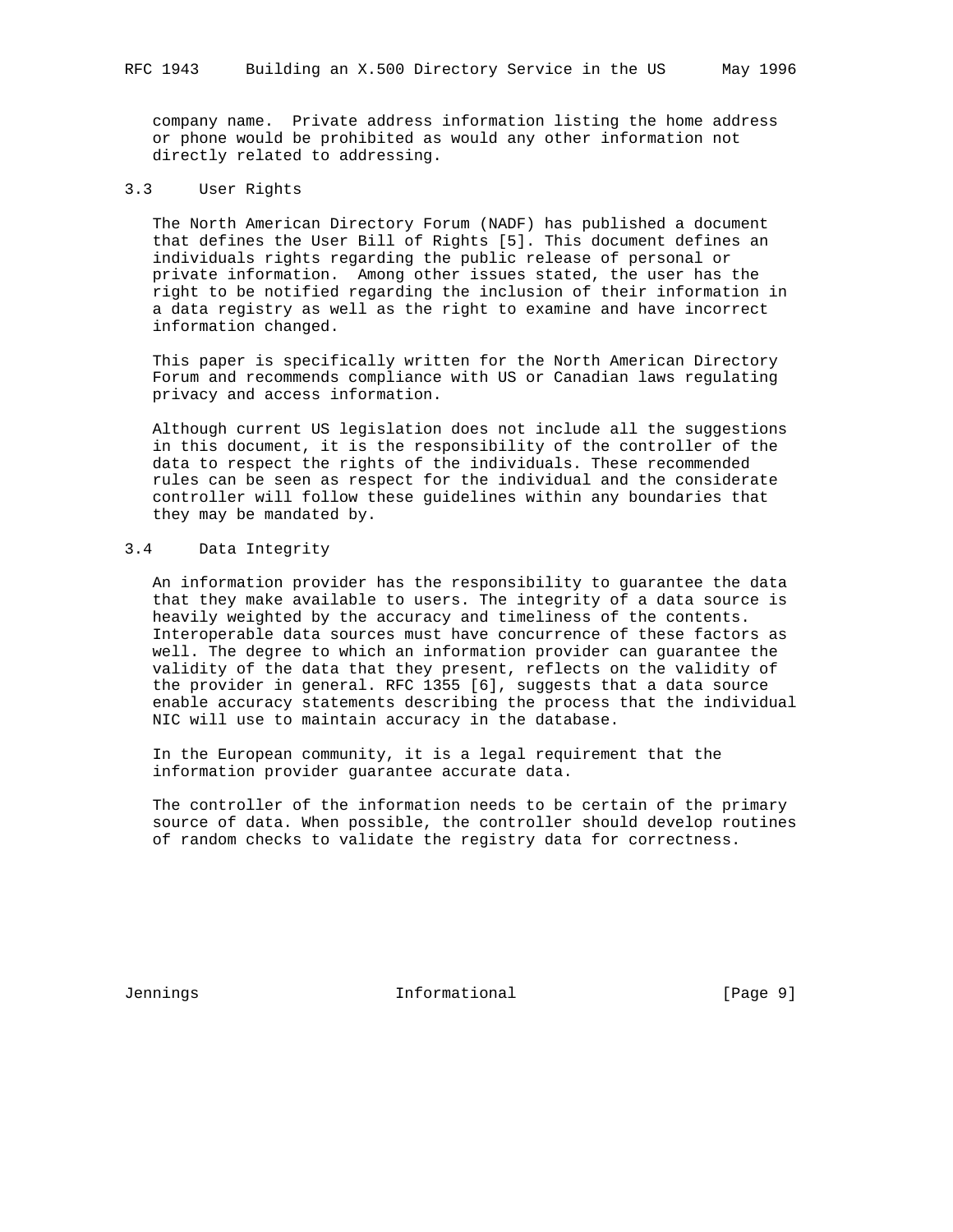company name. Private address information listing the home address or phone would be prohibited as would any other information not directly related to addressing.

### 3.3 User Rights

The North American Directory Forum (NADF) has published a document that defines the User Bill of Rights [5]. This document defines an individuals rights regarding the public release of personal or private information. Among other issues stated, the user has the right to be notified regarding the inclusion of their information in a data registry as well as the right to examine and have incorrect information changed.

This paper is specifically written for the North American Directory Forum and recommends compliance with US or Canadian laws regulating privacy and access information.

Although current US legislation does not include all the suggestions in this document, it is the responsibility of the controller of the data to respect the rights of the individuals. These recommended rules can be seen as respect for the individual and the considerate controller will follow these guidelines within any boundaries that they may be mandated by.

### 3.4 Data Integrity

An information provider has the responsibility to guarantee the data that they make available to users. The integrity of a data source is heavily weighted by the accuracy and timeliness of the contents. Interoperable data sources must have concurrence of these factors as well. The degree to which an information provider can guarantee the validity of the data that they present, reflects on the validity of the provider in general. RFC 1355 [6], suggests that a data source enable accuracy statements describing the process that the individual NIC will use to maintain accuracy in the database.

In the European community, it is a legal requirement that the information provider guarantee accurate data.

The controller of the information needs to be certain of the primary source of data. When possible, the controller should develop routines of random checks to validate the registry data for correctness.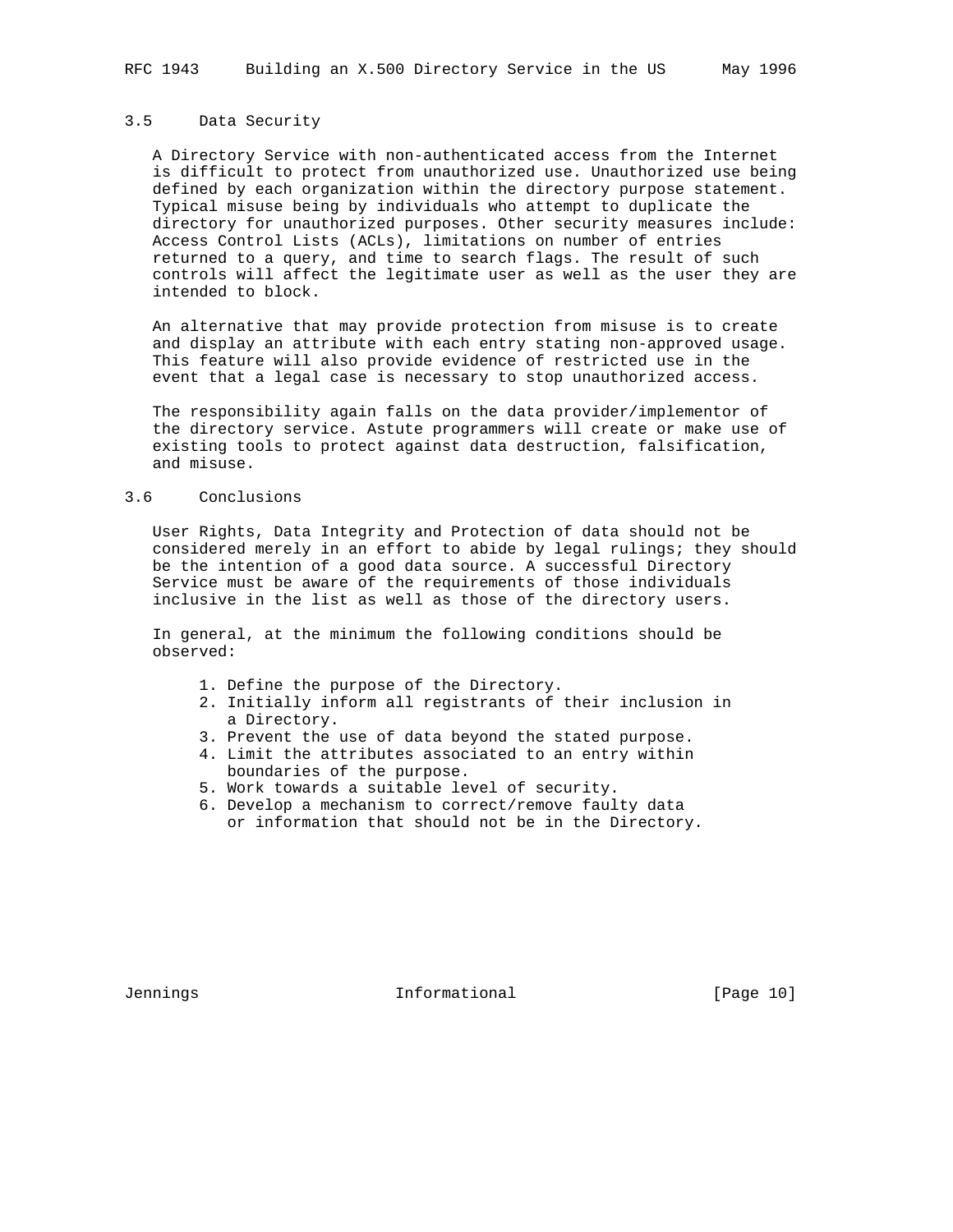### 3.5 Data Security

A Directory Service with non-authenticated access from the Internet is difficult to protect from unauthorized use. Unauthorized use being defined by each organization within the directory purpose statement. Typical misuse being by individuals who attempt to duplicate the directory for unauthorized purposes. Other security measures include: Access Control Lists (ACLs), limitations on number of entries returned to a query, and time to search flags. The result of such controls will affect the legitimate user as well as the user they are intended to block.

An alternative that may provide protection from misuse is to create and display an attribute with each entry stating non-approved usage. This feature will also provide evidence of restricted use in the event that a legal case is necessary to stop unauthorized access.

The responsibility again falls on the data provider/implementor of the directory service. Astute programmers will create or make use of existing tools to protect against data destruction, falsification, and misuse.

### 3.6 Conclusions

User Rights, Data Integrity and Protection of data should not be considered merely in an effort to abide by legal rulings; they should be the intention of a good data source. A successful Directory Service must be aware of the requirements of those individuals inclusive in the list as well as those of the directory users.

In general, at the minimum the following conditions should be observed:

1. Define the purpose of the Directory.
2. Initially inform all registrants of their inclusion in a Directory.
3. Prevent the use of data beyond the stated purpose.
4. Limit the attributes associated to an entry within boundaries of the purpose.
5. Work towards a suitable level of security.
6. Develop a mechanism to correct/remove faulty data or information that should not be in the Directory.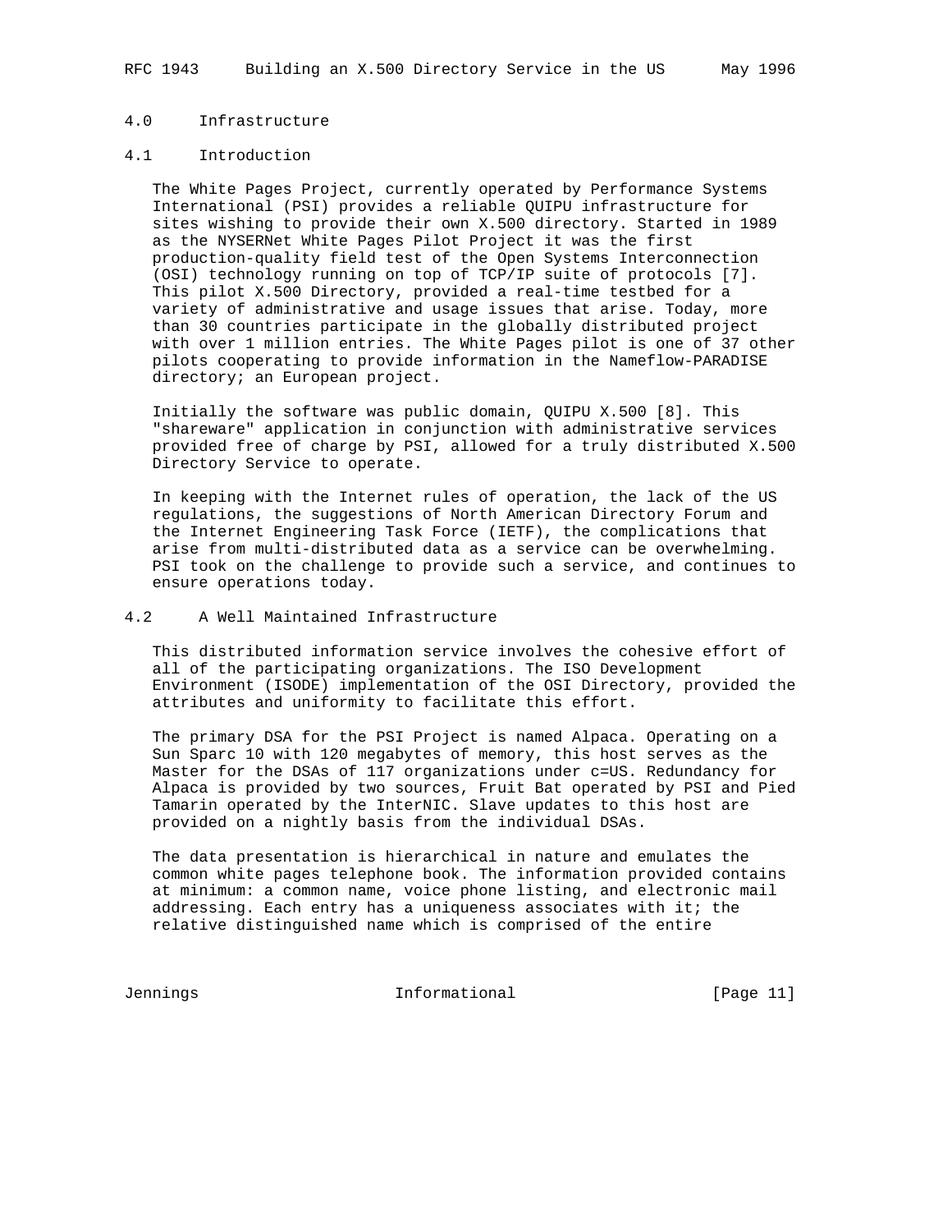## 4.0 Infrastructure

### 4.1 Introduction

The White Pages Project, currently operated by Performance Systems International (PSI) provides a reliable QUIPU infrastructure for sites wishing to provide their own X.500 directory. Started in 1989 as the NYSERNet White Pages Pilot Project it was the first production-quality field test of the Open Systems Interconnection (OSI) technology running on top of TCP/IP suite of protocols [7]. This pilot X.500 Directory, provided a real-time testbed for a variety of administrative and usage issues that arise. Today, more than 30 countries participate in the globally distributed project with over 1 million entries. The White Pages pilot is one of 37 other pilots cooperating to provide information in the Nameflow-PARADISE directory; an European project.

Initially the software was public domain, QUIPU X.500 [8]. This "shareware" application in conjunction with administrative services provided free of charge by PSI, allowed for a truly distributed X.500 Directory Service to operate.

In keeping with the Internet rules of operation, the lack of the US regulations, the suggestions of North American Directory Forum and the Internet Engineering Task Force (IETF), the complications that arise from multi-distributed data as a service can be overwhelming. PSI took on the challenge to provide such a service, and continues to ensure operations today.

### 4.2 A Well Maintained Infrastructure

This distributed information service involves the cohesive effort of all of the participating organizations. The ISO Development Environment (ISODE) implementation of the OSI Directory, provided the attributes and uniformity to facilitate this effort.

The primary DSA for the PSI Project is named Alpaca. Operating on a Sun Sparc 10 with 120 megabytes of memory, this host serves as the Master for the DSAs of 117 organizations under c=US. Redundancy for Alpaca is provided by two sources, Fruit Bat operated by PSI and Pied Tamarin operated by the InterNIC. Slave updates to this host are provided on a nightly basis from the individual DSAs.

The data presentation is hierarchical in nature and emulates the common white pages telephone book. The information provided contains at minimum: a common name, voice phone listing, and electronic mail addressing. Each entry has a uniqueness associates with it; the relative distinguished name which is comprised of the entire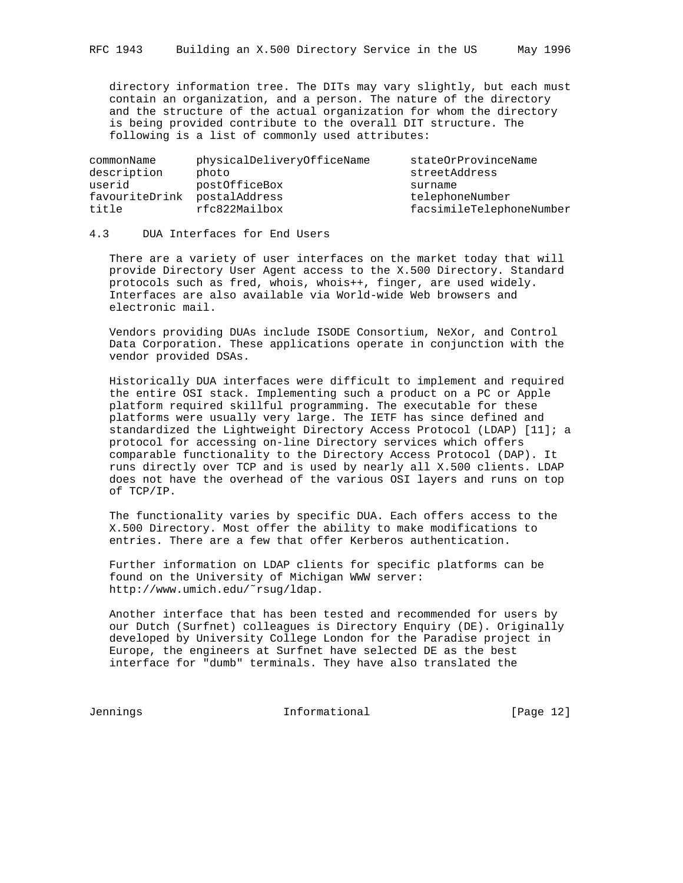directory information tree. The DITs may vary slightly, but each must contain an organization, and a person. The nature of the directory and the structure of the actual organization for whom the directory is being provided contribute to the overall DIT structure. The following is a list of commonly used attributes:

| | | |
|---|---|---|
| commonName | physicalDeliveryOfficeName | stateOrProvinceName |
| description | photo | streetAddress |
| userid | postOfficeBox | surname |
| favouriteDrink | postalAddress | telephoneNumber |
| title | rfc822Mailbox | facsimileTelephoneNumber |

## 4.3 DUA Interfaces for End Users

There are a variety of user interfaces on the market today that will provide Directory User Agent access to the X.500 Directory. Standard protocols such as fred, whois, whois++, finger, are used widely. Interfaces are also available via World-wide Web browsers and electronic mail.

Vendors providing DUAs include ISODE Consortium, NeXor, and Control Data Corporation. These applications operate in conjunction with the vendor provided DSAs.

Historically DUA interfaces were difficult to implement and required the entire OSI stack. Implementing such a product on a PC or Apple platform required skillful programming. The executable for these platforms were usually very large. The IETF has since defined and standardized the Lightweight Directory Access Protocol (LDAP) [11]; a protocol for accessing on-line Directory services which offers comparable functionality to the Directory Access Protocol (DAP). It runs directly over TCP and is used by nearly all X.500 clients. LDAP does not have the overhead of the various OSI layers and runs on top of TCP/IP.

The functionality varies by specific DUA. Each offers access to the X.500 Directory. Most offer the ability to make modifications to entries. There are a few that offer Kerberos authentication.

Further information on LDAP clients for specific platforms can be found on the University of Michigan WWW server: http://www.umich.edu/~rsug/ldap.

Another interface that has been tested and recommended for users by our Dutch (Surfnet) colleagues is Directory Enquiry (DE). Originally developed by University College London for the Paradise project in Europe, the engineers at Surfnet have selected DE as the best interface for "dumb" terminals. They have also translated the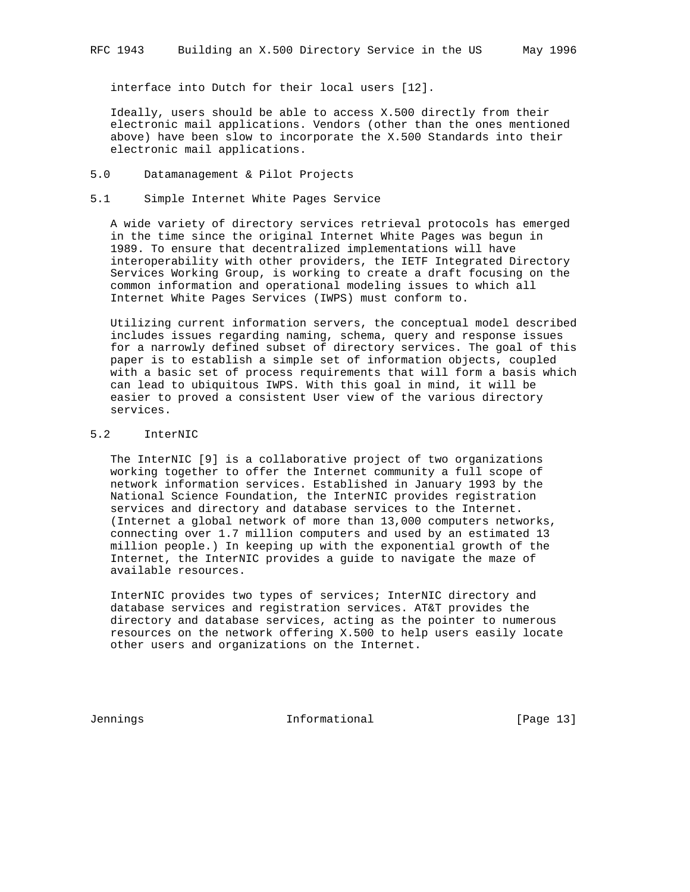interface into Dutch for their local users [12].

Ideally, users should be able to access X.500 directly from their electronic mail applications. Vendors (other than the ones mentioned above) have been slow to incorporate the X.500 Standards into their electronic mail applications.

## 5.0 Datamanagement & Pilot Projects

### 5.1 Simple Internet White Pages Service

A wide variety of directory services retrieval protocols has emerged in the time since the original Internet White Pages was begun in 1989. To ensure that decentralized implementations will have interoperability with other providers, the IETF Integrated Directory Services Working Group, is working to create a draft focusing on the common information and operational modeling issues to which all Internet White Pages Services (IWPS) must conform to.

Utilizing current information servers, the conceptual model described includes issues regarding naming, schema, query and response issues for a narrowly defined subset of directory services. The goal of this paper is to establish a simple set of information objects, coupled with a basic set of process requirements that will form a basis which can lead to ubiquitous IWPS. With this goal in mind, it will be easier to proved a consistent User view of the various directory services.

### 5.2 InterNIC

The InterNIC [9] is a collaborative project of two organizations working together to offer the Internet community a full scope of network information services. Established in January 1993 by the National Science Foundation, the InterNIC provides registration services and directory and database services to the Internet. (Internet a global network of more than 13,000 computers networks, connecting over 1.7 million computers and used by an estimated 13 million people.) In keeping up with the exponential growth of the Internet, the InterNIC provides a guide to navigate the maze of available resources.

InterNIC provides two types of services; InterNIC directory and database services and registration services. AT&T provides the directory and database services, acting as the pointer to numerous resources on the network offering X.500 to help users easily locate other users and organizations on the Internet.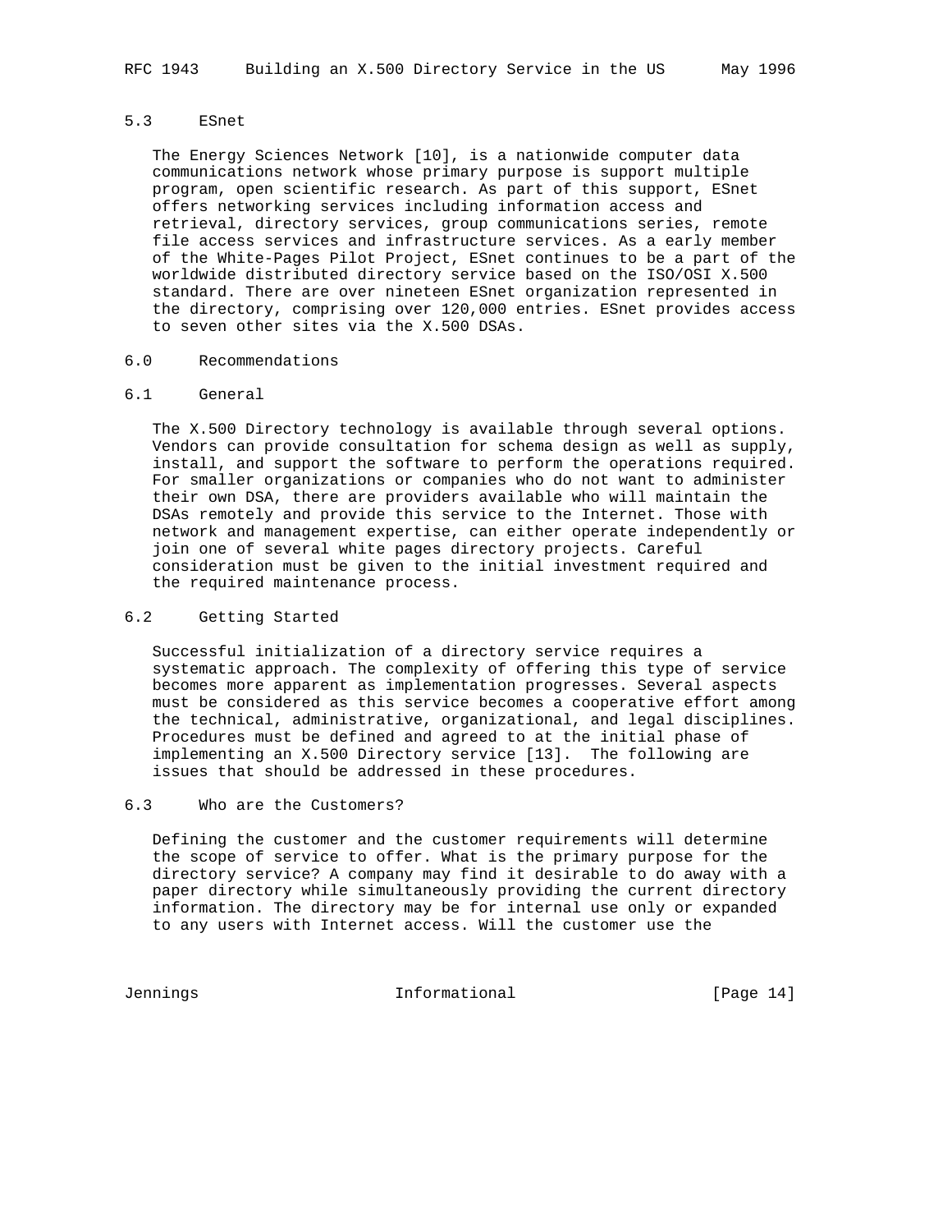### 5.3 ESnet

The Energy Sciences Network [10], is a nationwide computer data communications network whose primary purpose is support multiple program, open scientific research. As part of this support, ESnet offers networking services including information access and retrieval, directory services, group communications series, remote file access services and infrastructure services. As a early member of the White-Pages Pilot Project, ESnet continues to be a part of the worldwide distributed directory service based on the ISO/OSI X.500 standard. There are over nineteen ESnet organization represented in the directory, comprising over 120,000 entries. ESnet provides access to seven other sites via the X.500 DSAs.

## 6.0 Recommendations

### 6.1 General

The X.500 Directory technology is available through several options. Vendors can provide consultation for schema design as well as supply, install, and support the software to perform the operations required. For smaller organizations or companies who do not want to administer their own DSA, there are providers available who will maintain the DSAs remotely and provide this service to the Internet. Those with network and management expertise, can either operate independently or join one of several white pages directory projects. Careful consideration must be given to the initial investment required and the required maintenance process.

### 6.2 Getting Started

Successful initialization of a directory service requires a systematic approach. The complexity of offering this type of service becomes more apparent as implementation progresses. Several aspects must be considered as this service becomes a cooperative effort among the technical, administrative, organizational, and legal disciplines. Procedures must be defined and agreed to at the initial phase of implementing an X.500 Directory service [13]. The following are issues that should be addressed in these procedures.

### 6.3 Who are the Customers?

Defining the customer and the customer requirements will determine the scope of service to offer. What is the primary purpose for the directory service? A company may find it desirable to do away with a paper directory while simultaneously providing the current directory information. The directory may be for internal use only or expanded to any users with Internet access. Will the customer use the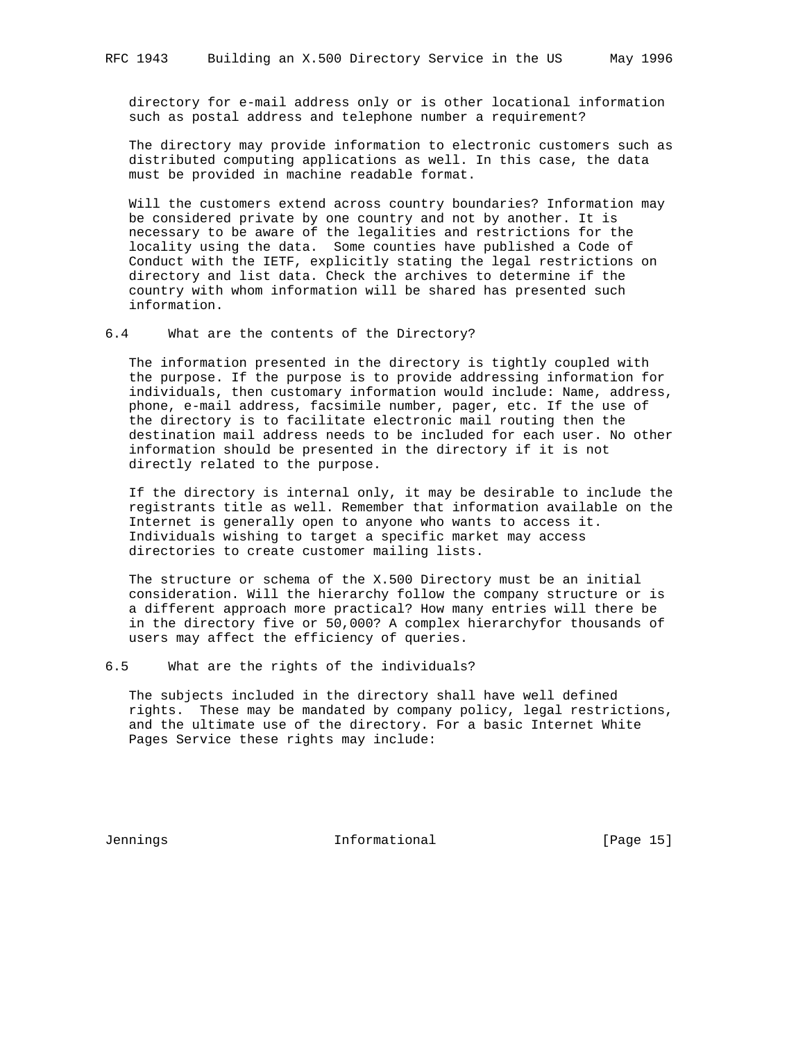directory for e-mail address only or is other locational information such as postal address and telephone number a requirement?

The directory may provide information to electronic customers such as distributed computing applications as well. In this case, the data must be provided in machine readable format.

Will the customers extend across country boundaries? Information may be considered private by one country and not by another. It is necessary to be aware of the legalities and restrictions for the locality using the data.  Some counties have published a Code of Conduct with the IETF, explicitly stating the legal restrictions on directory and list data. Check the archives to determine if the country with whom information will be shared has presented such information.

## 6.4 What are the contents of the Directory?

The information presented in the directory is tightly coupled with the purpose. If the purpose is to provide addressing information for individuals, then customary information would include: Name, address, phone, e-mail address, facsimile number, pager, etc. If the use of the directory is to facilitate electronic mail routing then the destination mail address needs to be included for each user. No other information should be presented in the directory if it is not directly related to the purpose.

If the directory is internal only, it may be desirable to include the registrants title as well. Remember that information available on the Internet is generally open to anyone who wants to access it. Individuals wishing to target a specific market may access directories to create customer mailing lists.

The structure or schema of the X.500 Directory must be an initial consideration. Will the hierarchy follow the company structure or is a different approach more practical? How many entries will there be in the directory five or 50,000? A complex hierarchyfor thousands of users may affect the efficiency of queries.

## 6.5 What are the rights of the individuals?

The subjects included in the directory shall have well defined rights.  These may be mandated by company policy, legal restrictions, and the ultimate use of the directory. For a basic Internet White Pages Service these rights may include: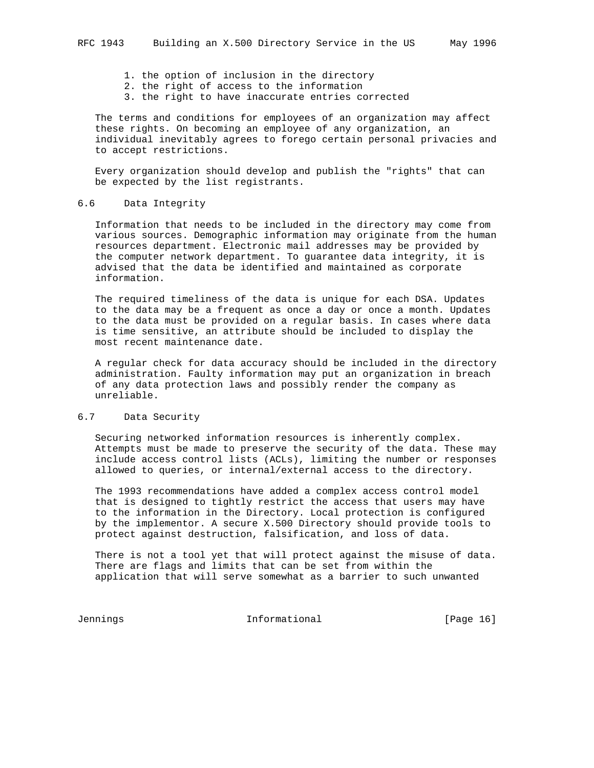1. the option of inclusion in the directory
2. the right of access to the information
3. the right to have inaccurate entries corrected

The terms and conditions for employees of an organization may affect these rights. On becoming an employee of any organization, an individual inevitably agrees to forego certain personal privacies and to accept restrictions.

Every organization should develop and publish the "rights" that can be expected by the list registrants.

## 6.6 Data Integrity

Information that needs to be included in the directory may come from various sources. Demographic information may originate from the human resources department. Electronic mail addresses may be provided by the computer network department. To guarantee data integrity, it is advised that the data be identified and maintained as corporate information.

The required timeliness of the data is unique for each DSA. Updates to the data may be a frequent as once a day or once a month. Updates to the data must be provided on a regular basis. In cases where data is time sensitive, an attribute should be included to display the most recent maintenance date.

A regular check for data accuracy should be included in the directory administration. Faulty information may put an organization in breach of any data protection laws and possibly render the company as unreliable.

## 6.7 Data Security

Securing networked information resources is inherently complex. Attempts must be made to preserve the security of the data. These may include access control lists (ACLs), limiting the number or responses allowed to queries, or internal/external access to the directory.

The 1993 recommendations have added a complex access control model that is designed to tightly restrict the access that users may have to the information in the Directory. Local protection is configured by the implementor. A secure X.500 Directory should provide tools to protect against destruction, falsification, and loss of data.

There is not a tool yet that will protect against the misuse of data. There are flags and limits that can be set from within the application that will serve somewhat as a barrier to such unwanted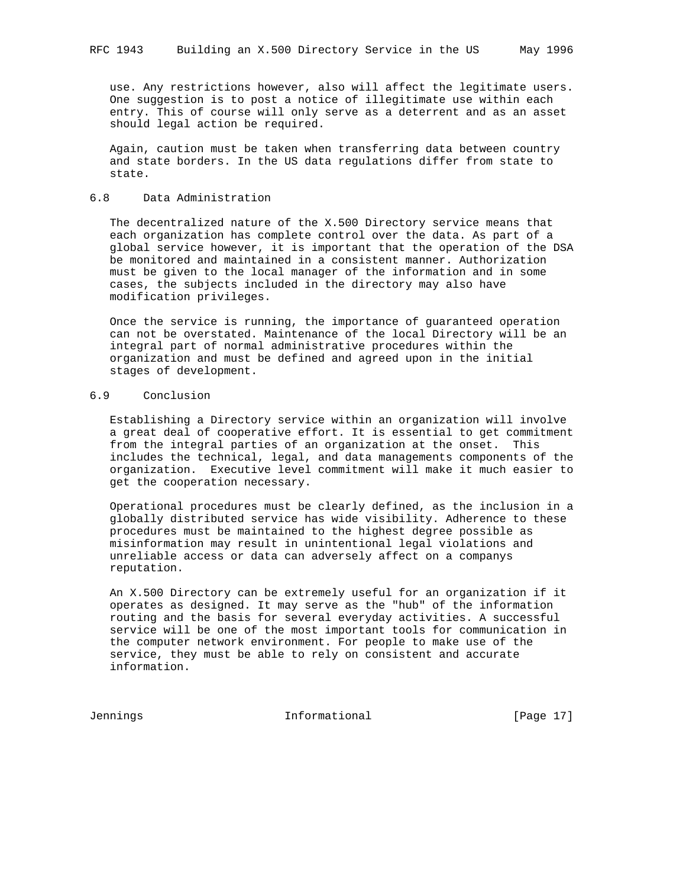use. Any restrictions however, also will affect the legitimate users. One suggestion is to post a notice of illegitimate use within each entry. This of course will only serve as a deterrent and as an asset should legal action be required.

Again, caution must be taken when transferring data between country and state borders. In the US data regulations differ from state to state.

## 6.8 Data Administration

The decentralized nature of the X.500 Directory service means that each organization has complete control over the data. As part of a global service however, it is important that the operation of the DSA be monitored and maintained in a consistent manner. Authorization must be given to the local manager of the information and in some cases, the subjects included in the directory may also have modification privileges.

Once the service is running, the importance of guaranteed operation can not be overstated. Maintenance of the local Directory will be an integral part of normal administrative procedures within the organization and must be defined and agreed upon in the initial stages of development.

## 6.9 Conclusion

Establishing a Directory service within an organization will involve a great deal of cooperative effort. It is essential to get commitment from the integral parties of an organization at the onset. This includes the technical, legal, and data managements components of the organization. Executive level commitment will make it much easier to get the cooperation necessary.

Operational procedures must be clearly defined, as the inclusion in a globally distributed service has wide visibility. Adherence to these procedures must be maintained to the highest degree possible as misinformation may result in unintentional legal violations and unreliable access or data can adversely affect on a companys reputation.

An X.500 Directory can be extremely useful for an organization if it operates as designed. It may serve as the "hub" of the information routing and the basis for several everyday activities. A successful service will be one of the most important tools for communication in the computer network environment. For people to make use of the service, they must be able to rely on consistent and accurate information.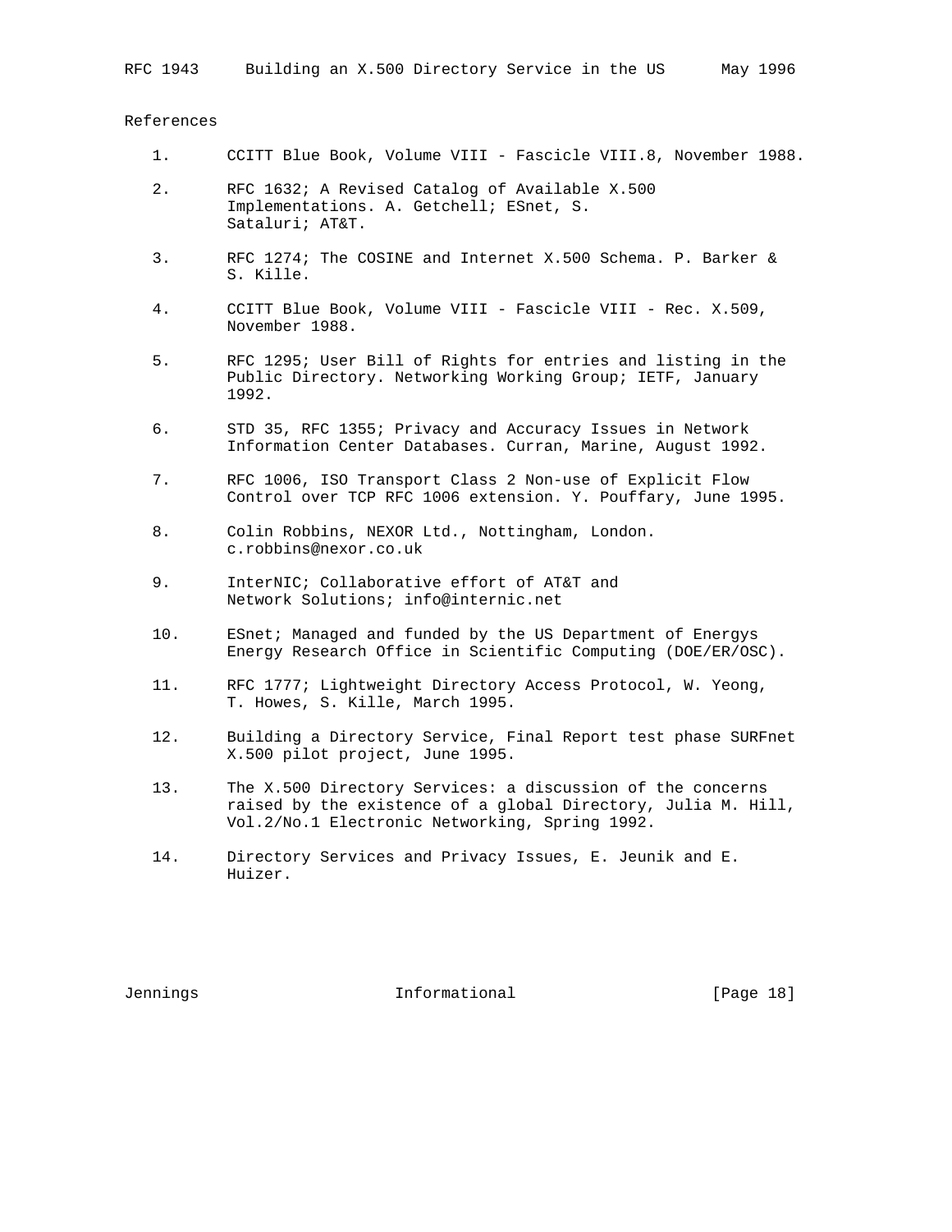## References

1. CCITT Blue Book, Volume VIII - Fascicle VIII.8, November 1988.

2. RFC 1632; A Revised Catalog of Available X.500 Implementations. A. Getchell; ESnet, S. Sataluri; AT&T.

3. RFC 1274; The COSINE and Internet X.500 Schema. P. Barker & S. Kille.

4. CCITT Blue Book, Volume VIII - Fascicle VIII - Rec. X.509, November 1988.

5. RFC 1295; User Bill of Rights for entries and listing in the Public Directory. Networking Working Group; IETF, January 1992.

6. STD 35, RFC 1355; Privacy and Accuracy Issues in Network Information Center Databases. Curran, Marine, August 1992.

7. RFC 1006, ISO Transport Class 2 Non-use of Explicit Flow Control over TCP RFC 1006 extension. Y. Pouffary, June 1995.

8. Colin Robbins, NEXOR Ltd., Nottingham, London. c.robbins@nexor.co.uk

9. InterNIC; Collaborative effort of AT&T and Network Solutions; info@internic.net

10. ESnet; Managed and funded by the US Department of Energys Energy Research Office in Scientific Computing (DOE/ER/OSC).

11. RFC 1777; Lightweight Directory Access Protocol, W. Yeong, T. Howes, S. Kille, March 1995.

12. Building a Directory Service, Final Report test phase SURFnet X.500 pilot project, June 1995.

13. The X.500 Directory Services: a discussion of the concerns raised by the existence of a global Directory, Julia M. Hill, Vol.2/No.1 Electronic Networking, Spring 1992.

14. Directory Services and Privacy Issues, E. Jeunik and E. Huizer.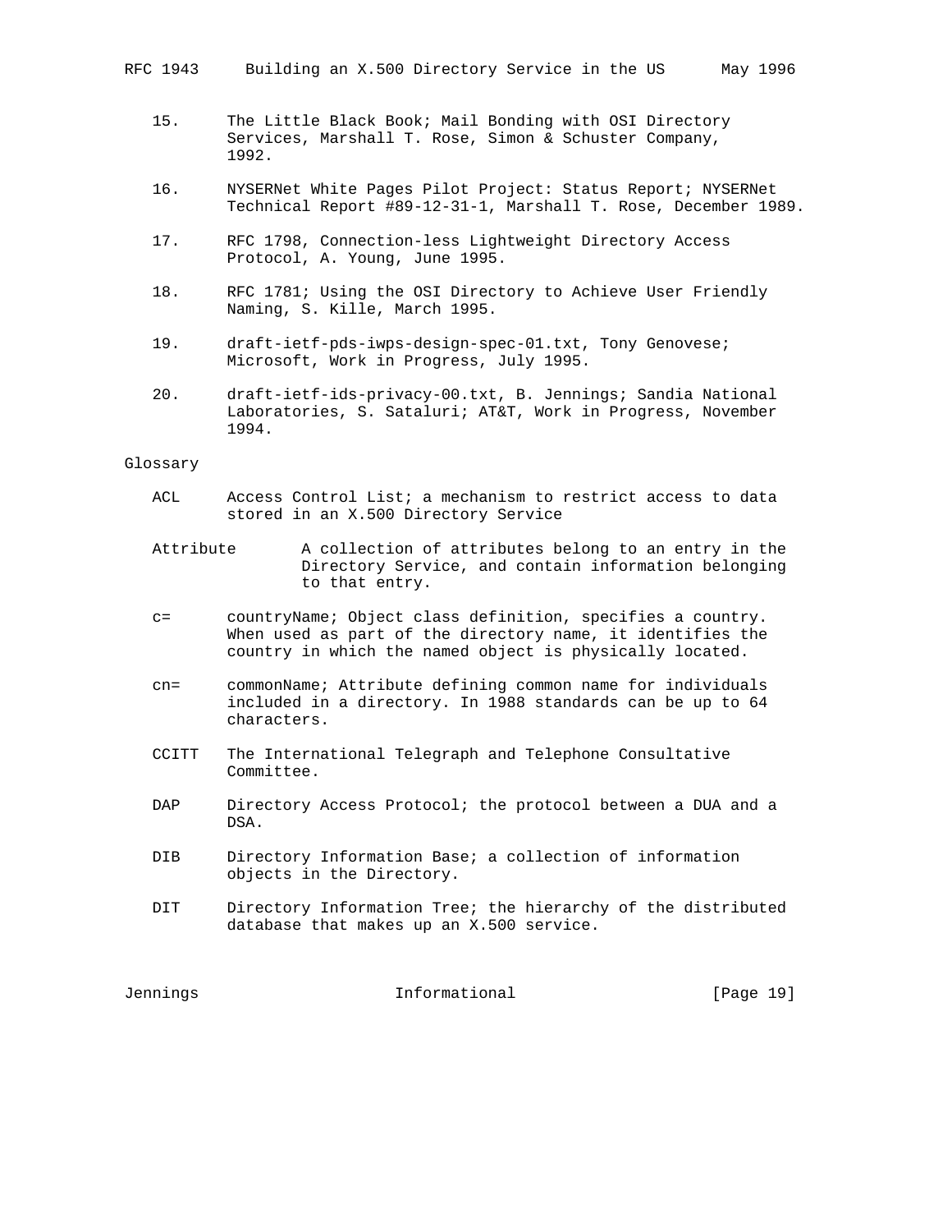15. The Little Black Book; Mail Bonding with OSI Directory Services, Marshall T. Rose, Simon & Schuster Company, 1992.

16. NYSERNet White Pages Pilot Project: Status Report; NYSERNet Technical Report #89-12-31-1, Marshall T. Rose, December 1989.

17. RFC 1798, Connection-less Lightweight Directory Access Protocol, A. Young, June 1995.

18. RFC 1781; Using the OSI Directory to Achieve User Friendly Naming, S. Kille, March 1995.

19. draft-ietf-pds-iwps-design-spec-01.txt, Tony Genovese; Microsoft, Work in Progress, July 1995.

20. draft-ietf-ids-privacy-00.txt, B. Jennings; Sandia National Laboratories, S. Sataluri; AT&T, Work in Progress, November 1994.

## Glossary

**ACL** Access Control List; a mechanism to restrict access to data stored in an X.500 Directory Service

**Attribute** A collection of attributes belong to an entry in the Directory Service, and contain information belonging to that entry.

**c=** countryName; Object class definition, specifies a country. When used as part of the directory name, it identifies the country in which the named object is physically located.

**cn=** commonName; Attribute defining common name for individuals included in a directory. In 1988 standards can be up to 64 characters.

**CCITT** The International Telegraph and Telephone Consultative Committee.

**DAP** Directory Access Protocol; the protocol between a DUA and a DSA.

**DIB** Directory Information Base; a collection of information objects in the Directory.

**DIT** Directory Information Tree; the hierarchy of the distributed database that makes up an X.500 service.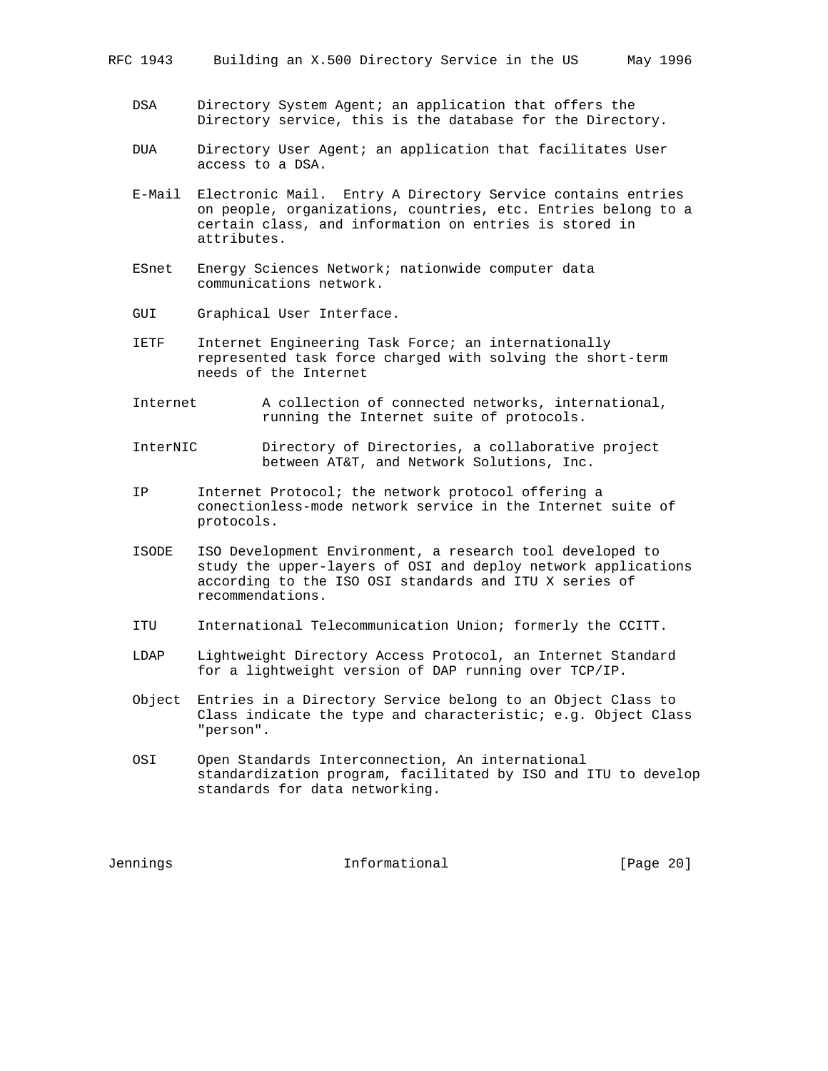DSA     Directory System Agent; an application that offers the Directory service, this is the database for the Directory.

DUA     Directory User Agent; an application that facilitates User access to a DSA.

E-Mail  Electronic Mail.  Entry A Directory Service contains entries on people, organizations, countries, etc. Entries belong to a certain class, and information on entries is stored in attributes.

ESnet   Energy Sciences Network; nationwide computer data communications network.

GUI     Graphical User Interface.

IETF    Internet Engineering Task Force; an internationally represented task force charged with solving the short-term needs of the Internet

Internet        A collection of connected networks, international, running the Internet suite of protocols.

InterNIC        Directory of Directories, a collaborative project between AT&T, and Network Solutions, Inc.

IP      Internet Protocol; the network protocol offering a conectionless-mode network service in the Internet suite of protocols.

ISODE   ISO Development Environment, a research tool developed to study the upper-layers of OSI and deploy network applications according to the ISO OSI standards and ITU X series of recommendations.

ITU     International Telecommunication Union; formerly the CCITT.

LDAP    Lightweight Directory Access Protocol, an Internet Standard for a lightweight version of DAP running over TCP/IP.

Object Class  Entries in a Directory Service belong to an Object Class to indicate the type and characteristic; e.g. Object Class "person".

OSI     Open Standards Interconnection, An international standardization program, facilitated by ISO and ITU to develop standards for data networking.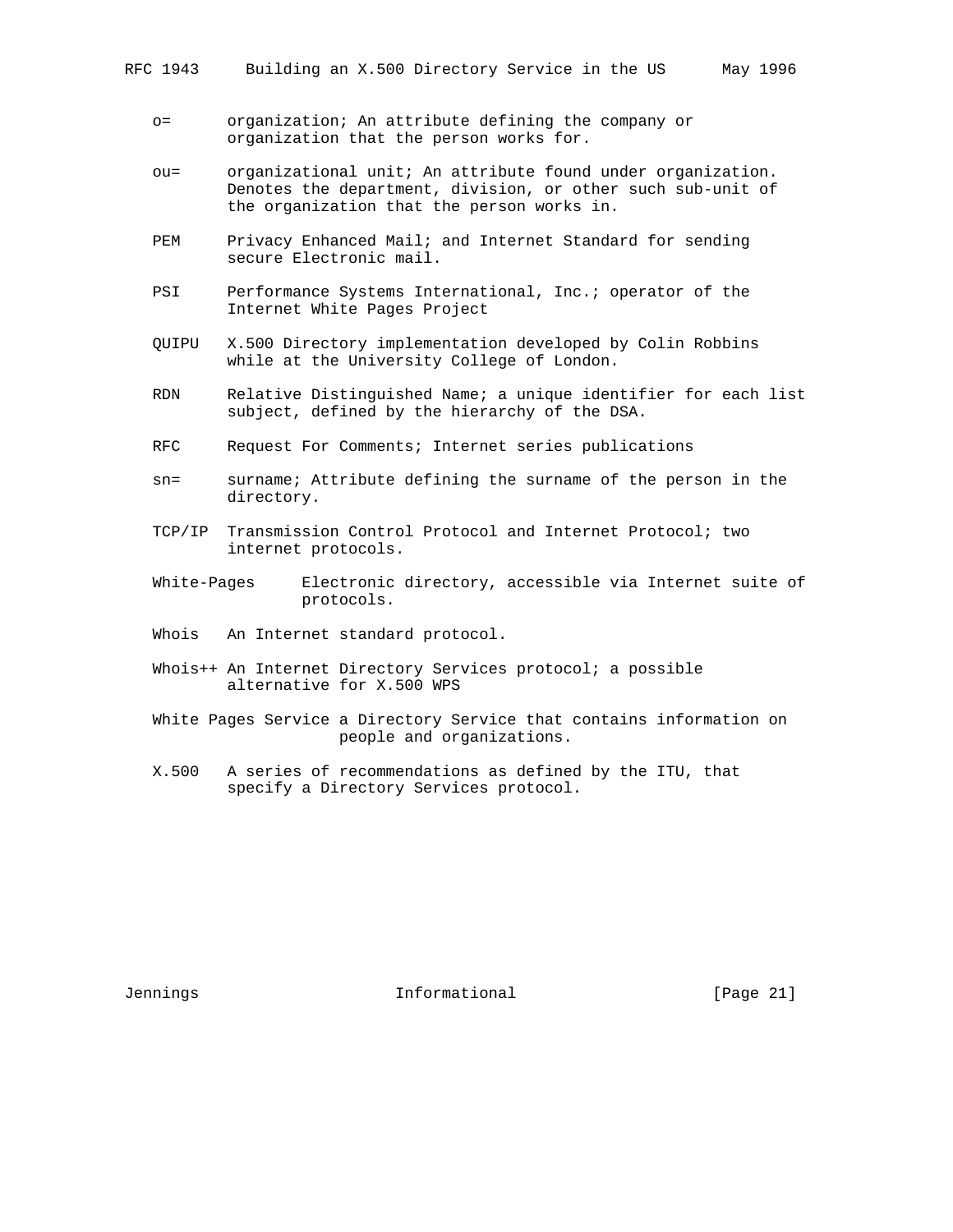o= organization; An attribute defining the company or organization that the person works for.

ou= organizational unit; An attribute found under organization. Denotes the department, division, or other such sub-unit of the organization that the person works in.

PEM Privacy Enhanced Mail; and Internet Standard for sending secure Electronic mail.

PSI Performance Systems International, Inc.; operator of the Internet White Pages Project

QUIPU X.500 Directory implementation developed by Colin Robbins while at the University College of London.

RDN Relative Distinguished Name; a unique identifier for each list subject, defined by the hierarchy of the DSA.

RFC Request For Comments; Internet series publications

sn= surname; Attribute defining the surname of the person in the directory.

TCP/IP Transmission Control Protocol and Internet Protocol; two internet protocols.

White-Pages Electronic directory, accessible via Internet suite of protocols.

Whois An Internet standard protocol.

Whois++ An Internet Directory Services protocol; a possible alternative for X.500 WPS

White Pages Service a Directory Service that contains information on people and organizations.

X.500 A series of recommendations as defined by the ITU, that specify a Directory Services protocol.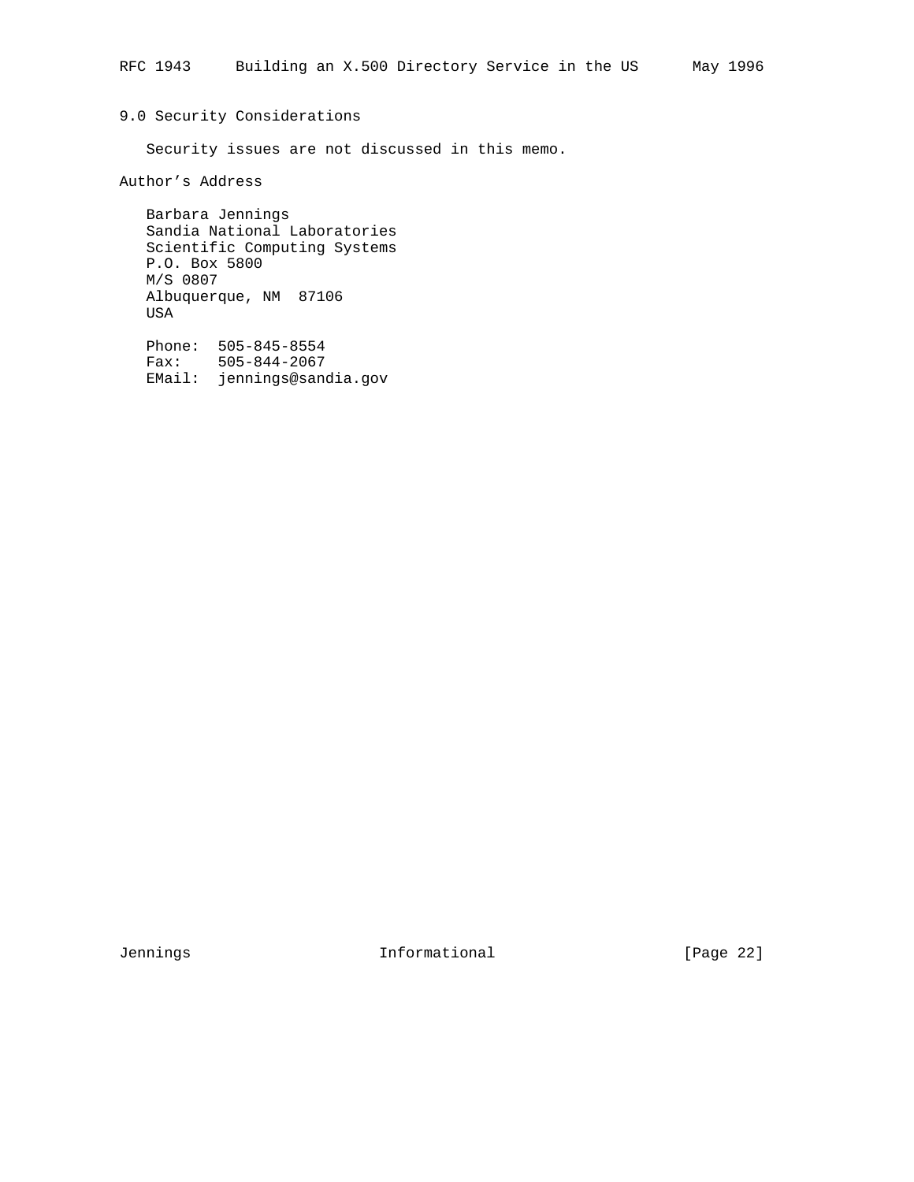## 9.0 Security Considerations

Security issues are not discussed in this memo.

## Author's Address

Barbara Jennings
Sandia National Laboratories
Scientific Computing Systems
P.O. Box 5800
M/S 0807
Albuquerque, NM  87106
USA

Phone:  505-845-8554
Fax:    505-844-2067
EMail:  jennings@sandia.gov